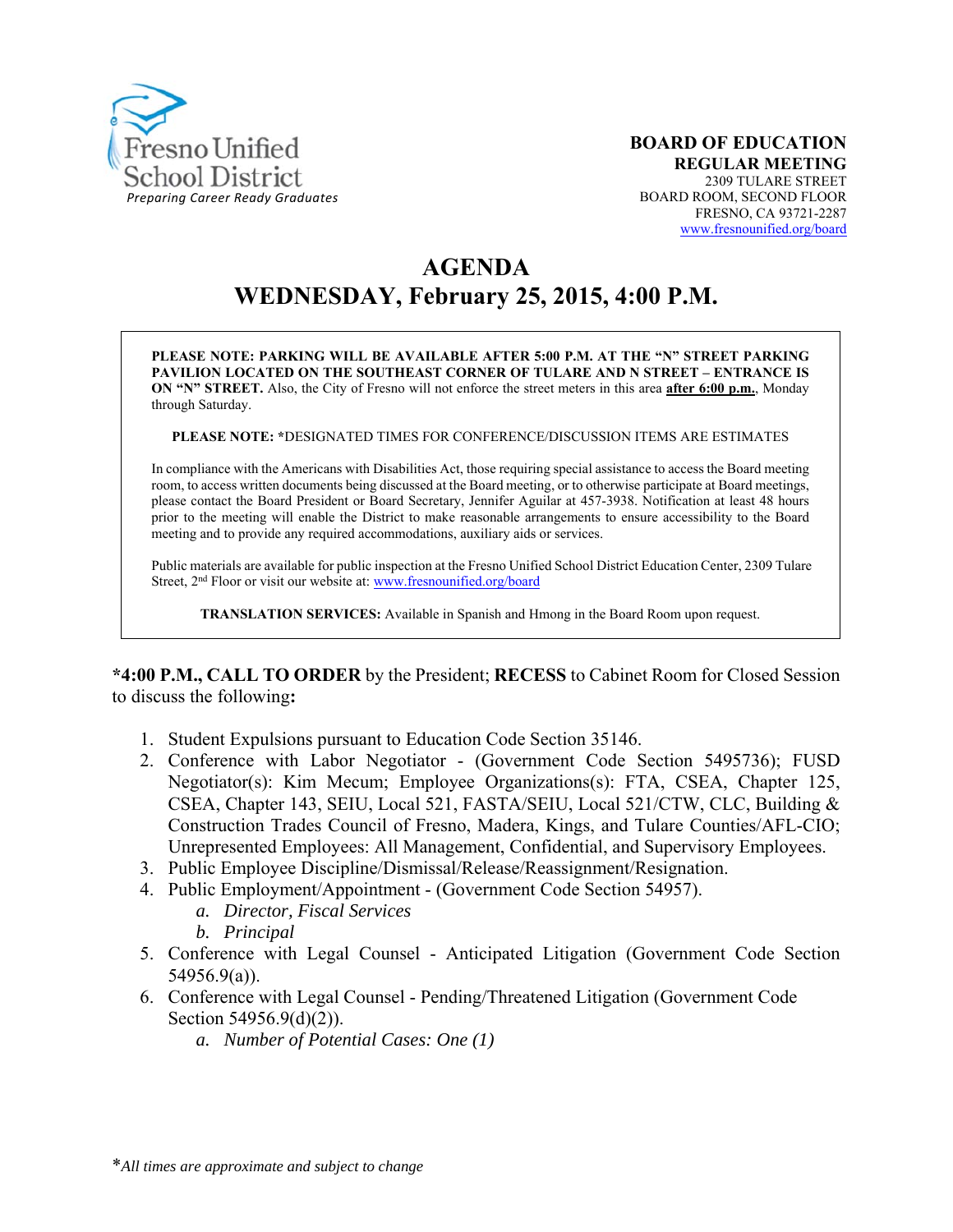Fresno Unified School District
*Preparing Career Ready Graduates*

**BOARD OF EDUCATION**
**REGULAR MEETING**
2309 TULARE STREET
BOARD ROOM, SECOND FLOOR
FRESNO, CA 93721-2287
www.fresnounified.org/board

# AGENDA
# WEDNESDAY, February 25, 2015, 4:00 P.M.

**PLEASE NOTE: PARKING WILL BE AVAILABLE AFTER 5:00 P.M. AT THE "N" STREET PARKING PAVILION LOCATED ON THE SOUTHEAST CORNER OF TULARE AND N STREET – ENTRANCE IS ON "N" STREET.** Also, the City of Fresno will not enforce the street meters in this area **after 6:00 p.m.**, Monday through Saturday.

**PLEASE NOTE:** *DESIGNATED TIMES FOR CONFERENCE/DISCUSSION ITEMS ARE ESTIMATES

In compliance with the Americans with Disabilities Act, those requiring special assistance to access the Board meeting room, to access written documents being discussed at the Board meeting, or to otherwise participate at Board meetings, please contact the Board President or Board Secretary, Jennifer Aguilar at 457-3938. Notification at least 48 hours prior to the meeting will enable the District to make reasonable arrangements to ensure accessibility to the Board meeting and to provide any required accommodations, auxiliary aids or services.

Public materials are available for public inspection at the Fresno Unified School District Education Center, 2309 Tulare Street, 2nd Floor or visit our website at: www.fresnounified.org/board

**TRANSLATION SERVICES:** Available in Spanish and Hmong in the Board Room upon request.

***4:00 P.M., CALL TO ORDER** by the President; **RECESS** to Cabinet Room for Closed Session to discuss the following**:**

1. Student Expulsions pursuant to Education Code Section 35146.
2. Conference with Labor Negotiator - (Government Code Section 5495736); FUSD Negotiator(s): Kim Mecum; Employee Organizations(s): FTA, CSEA, Chapter 125, CSEA, Chapter 143, SEIU, Local 521, FASTA/SEIU, Local 521/CTW, CLC, Building & Construction Trades Council of Fresno, Madera, Kings, and Tulare Counties/AFL-CIO; Unrepresented Employees: All Management, Confidential, and Supervisory Employees.
3. Public Employee Discipline/Dismissal/Release/Reassignment/Resignation.
4. Public Employment/Appointment - (Government Code Section 54957).
   a. *Director, Fiscal Services*
   b. *Principal*
5. Conference with Legal Counsel - Anticipated Litigation (Government Code Section 54956.9(a)).
6. Conference with Legal Counsel - Pending/Threatened Litigation (Government Code Section 54956.9(d)(2)).
   a. *Number of Potential Cases: One (1)*

*\*All times are approximate and subject to change*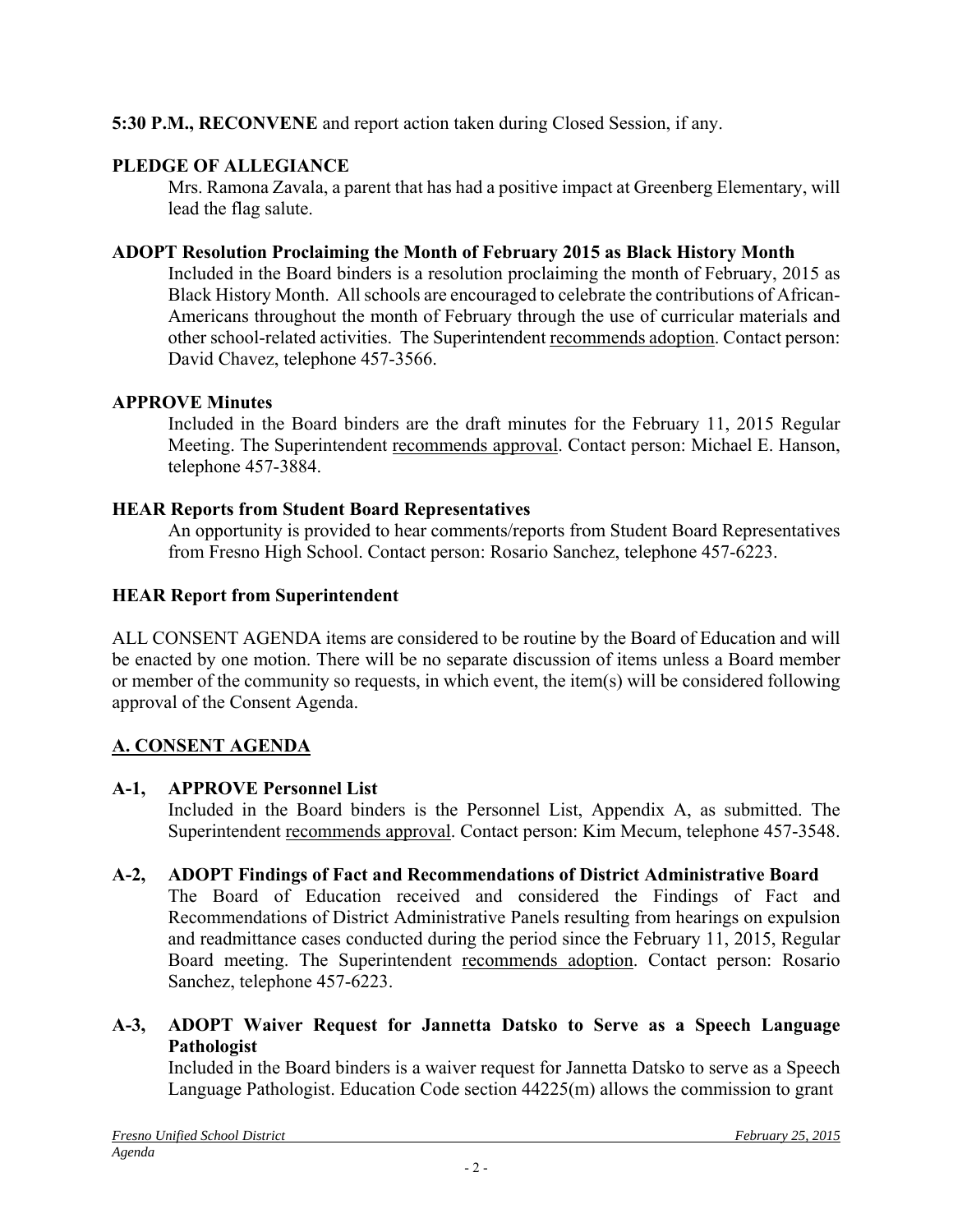**5:30 P.M., RECONVENE** and report action taken during Closed Session, if any.

**PLEDGE OF ALLEGIANCE**

Mrs. Ramona Zavala, a parent that has had a positive impact at Greenberg Elementary, will lead the flag salute.

**ADOPT Resolution Proclaiming the Month of February 2015 as Black History Month**

Included in the Board binders is a resolution proclaiming the month of February, 2015 as Black History Month. All schools are encouraged to celebrate the contributions of African-Americans throughout the month of February through the use of curricular materials and other school-related activities. The Superintendent recommends adoption. Contact person: David Chavez, telephone 457-3566.

**APPROVE Minutes**

Included in the Board binders are the draft minutes for the February 11, 2015 Regular Meeting. The Superintendent recommends approval. Contact person: Michael E. Hanson, telephone 457-3884.

**HEAR Reports from Student Board Representatives**

An opportunity is provided to hear comments/reports from Student Board Representatives from Fresno High School. Contact person: Rosario Sanchez, telephone 457-6223.

**HEAR Report from Superintendent**

ALL CONSENT AGENDA items are considered to be routine by the Board of Education and will be enacted by one motion. There will be no separate discussion of items unless a Board member or member of the community so requests, in which event, the item(s) will be considered following approval of the Consent Agenda.

## A. CONSENT AGENDA

**A-1, APPROVE Personnel List**

Included in the Board binders is the Personnel List, Appendix A, as submitted. The Superintendent recommends approval. Contact person: Kim Mecum, telephone 457-3548.

**A-2, ADOPT Findings of Fact and Recommendations of District Administrative Board**

The Board of Education received and considered the Findings of Fact and Recommendations of District Administrative Panels resulting from hearings on expulsion and readmittance cases conducted during the period since the February 11, 2015, Regular Board meeting. The Superintendent recommends adoption. Contact person: Rosario Sanchez, telephone 457-6223.

**A-3, ADOPT Waiver Request for Jannetta Datsko to Serve as a Speech Language Pathologist**

Included in the Board binders is a waiver request for Jannetta Datsko to serve as a Speech Language Pathologist. Education Code section 44225(m) allows the commission to grant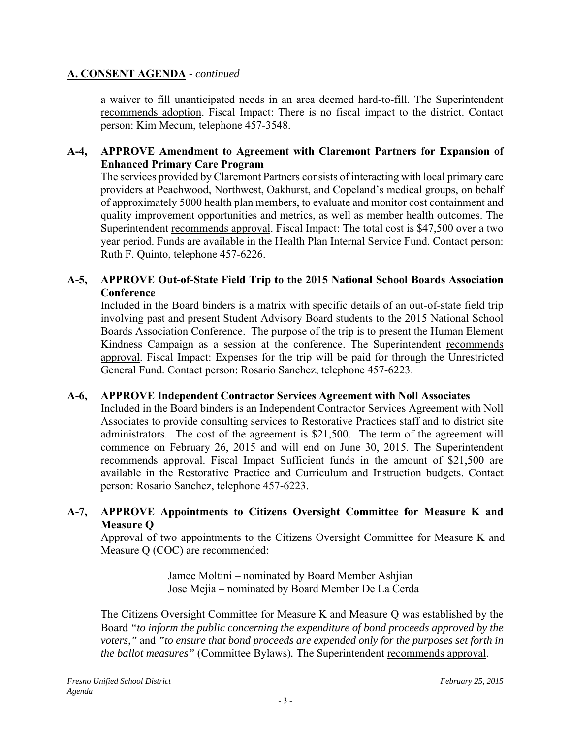## A. CONSENT AGENDA - *continued*

a waiver to fill unanticipated needs in an area deemed hard-to-fill. The Superintendent recommends adoption. Fiscal Impact: There is no fiscal impact to the district. Contact person: Kim Mecum, telephone 457-3548.

**A-4, APPROVE Amendment to Agreement with Claremont Partners for Expansion of Enhanced Primary Care Program**

The services provided by Claremont Partners consists of interacting with local primary care providers at Peachwood, Northwest, Oakhurst, and Copeland's medical groups, on behalf of approximately 5000 health plan members, to evaluate and monitor cost containment and quality improvement opportunities and metrics, as well as member health outcomes. The Superintendent recommends approval. Fiscal Impact: The total cost is $47,500 over a two year period. Funds are available in the Health Plan Internal Service Fund. Contact person: Ruth F. Quinto, telephone 457-6226.

**A-5, APPROVE Out-of-State Field Trip to the 2015 National School Boards Association Conference**

Included in the Board binders is a matrix with specific details of an out-of-state field trip involving past and present Student Advisory Board students to the 2015 National School Boards Association Conference. The purpose of the trip is to present the Human Element Kindness Campaign as a session at the conference. The Superintendent recommends approval. Fiscal Impact: Expenses for the trip will be paid for through the Unrestricted General Fund. Contact person: Rosario Sanchez, telephone 457-6223.

**A-6, APPROVE Independent Contractor Services Agreement with Noll Associates**

Included in the Board binders is an Independent Contractor Services Agreement with Noll Associates to provide consulting services to Restorative Practices staff and to district site administrators. The cost of the agreement is $21,500. The term of the agreement will commence on February 26, 2015 and will end on June 30, 2015. The Superintendent recommends approval. Fiscal Impact Sufficient funds in the amount of $21,500 are available in the Restorative Practice and Curriculum and Instruction budgets. Contact person: Rosario Sanchez, telephone 457-6223.

**A-7, APPROVE Appointments to Citizens Oversight Committee for Measure K and Measure Q**

Approval of two appointments to the Citizens Oversight Committee for Measure K and Measure Q (COC) are recommended:

Jamee Moltini – nominated by Board Member Ashjian
Jose Mejia – nominated by Board Member De La Cerda

The Citizens Oversight Committee for Measure K and Measure Q was established by the Board *"to inform the public concerning the expenditure of bond proceeds approved by the voters,"* and *"to ensure that bond proceeds are expended only for the purposes set forth in the ballot measures"* (Committee Bylaws). The Superintendent recommends approval.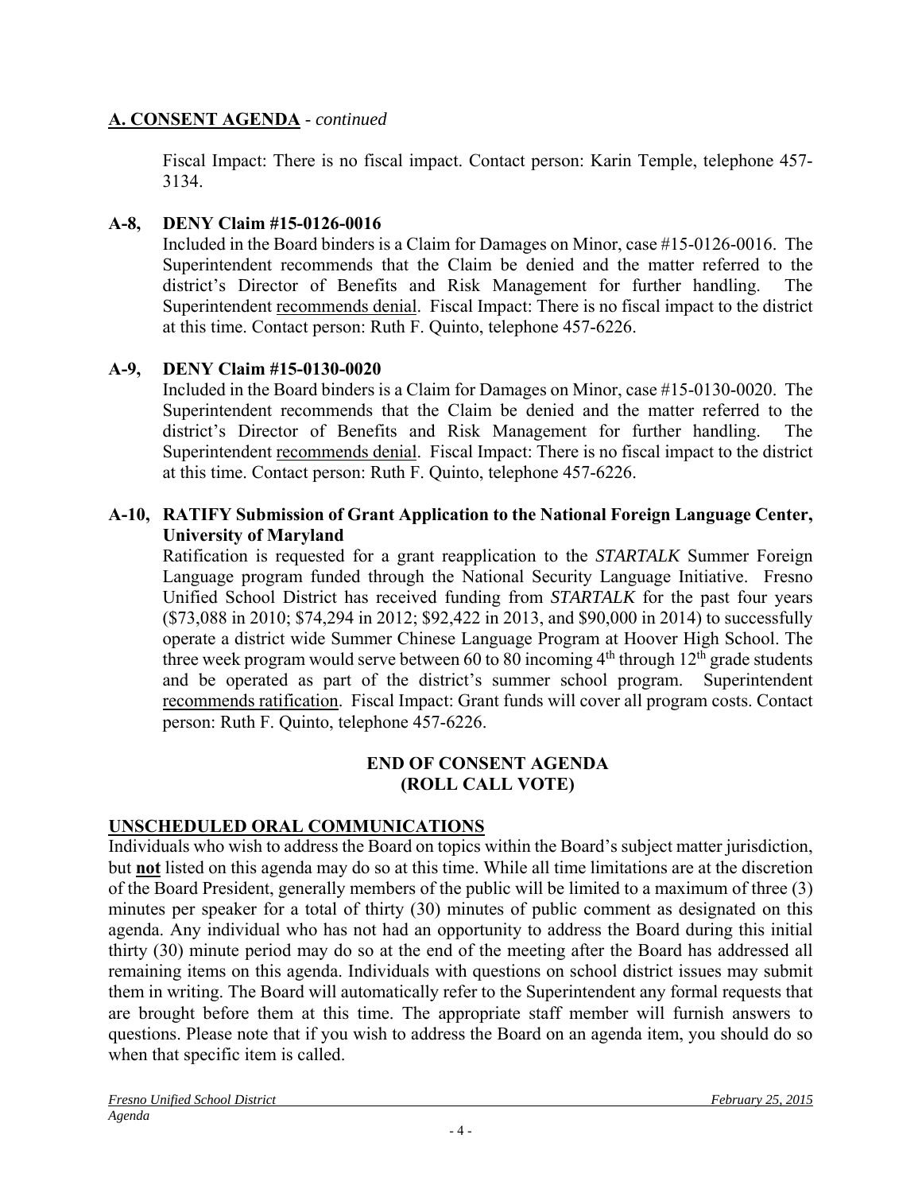## A. CONSENT AGENDA - *continued*

Fiscal Impact: There is no fiscal impact. Contact person: Karin Temple, telephone 457-3134.

**A-8, DENY Claim #15-0126-0016**

Included in the Board binders is a Claim for Damages on Minor, case #15-0126-0016. The Superintendent recommends that the Claim be denied and the matter referred to the district's Director of Benefits and Risk Management for further handling. The Superintendent recommends denial. Fiscal Impact: There is no fiscal impact to the district at this time. Contact person: Ruth F. Quinto, telephone 457-6226.

**A-9, DENY Claim #15-0130-0020**

Included in the Board binders is a Claim for Damages on Minor, case #15-0130-0020. The Superintendent recommends that the Claim be denied and the matter referred to the district's Director of Benefits and Risk Management for further handling. The Superintendent recommends denial. Fiscal Impact: There is no fiscal impact to the district at this time. Contact person: Ruth F. Quinto, telephone 457-6226.

**A-10, RATIFY Submission of Grant Application to the National Foreign Language Center, University of Maryland**

Ratification is requested for a grant reapplication to the *STARTALK* Summer Foreign Language program funded through the National Security Language Initiative. Fresno Unified School District has received funding from *STARTALK* for the past four years ($73,088 in 2010; $74,294 in 2012; $92,422 in 2013, and $90,000 in 2014) to successfully operate a district wide Summer Chinese Language Program at Hoover High School. The three week program would serve between 60 to 80 incoming 4th through 12th grade students and be operated as part of the district's summer school program. Superintendent recommends ratification. Fiscal Impact: Grant funds will cover all program costs. Contact person: Ruth F. Quinto, telephone 457-6226.

**END OF CONSENT AGENDA**
**(ROLL CALL VOTE)**

## UNSCHEDULED ORAL COMMUNICATIONS

Individuals who wish to address the Board on topics within the Board's subject matter jurisdiction, but **not** listed on this agenda may do so at this time. While all time limitations are at the discretion of the Board President, generally members of the public will be limited to a maximum of three (3) minutes per speaker for a total of thirty (30) minutes of public comment as designated on this agenda. Any individual who has not had an opportunity to address the Board during this initial thirty (30) minute period may do so at the end of the meeting after the Board has addressed all remaining items on this agenda. Individuals with questions on school district issues may submit them in writing. The Board will automatically refer to the Superintendent any formal requests that are brought before them at this time. The appropriate staff member will furnish answers to questions. Please note that if you wish to address the Board on an agenda item, you should do so when that specific item is called.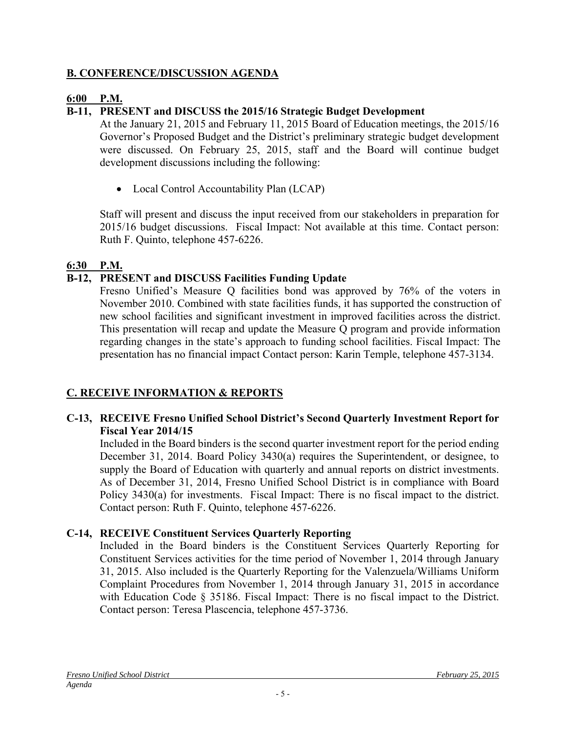## **B. CONFERENCE/DISCUSSION AGENDA**

**6:00 P.M.**

**B-11, PRESENT and DISCUSS the 2015/16 Strategic Budget Development**

At the January 21, 2015 and February 11, 2015 Board of Education meetings, the 2015/16 Governor's Proposed Budget and the District's preliminary strategic budget development were discussed. On February 25, 2015, staff and the Board will continue budget development discussions including the following:

- Local Control Accountability Plan (LCAP)

Staff will present and discuss the input received from our stakeholders in preparation for 2015/16 budget discussions. Fiscal Impact: Not available at this time. Contact person: Ruth F. Quinto, telephone 457-6226.

**6:30 P.M.**

**B-12, PRESENT and DISCUSS Facilities Funding Update**

Fresno Unified's Measure Q facilities bond was approved by 76% of the voters in November 2010. Combined with state facilities funds, it has supported the construction of new school facilities and significant investment in improved facilities across the district. This presentation will recap and update the Measure Q program and provide information regarding changes in the state's approach to funding school facilities. Fiscal Impact: The presentation has no financial impact Contact person: Karin Temple, telephone 457-3134.

## **C. RECEIVE INFORMATION & REPORTS**

**C-13, RECEIVE Fresno Unified School District's Second Quarterly Investment Report for Fiscal Year 2014/15**

Included in the Board binders is the second quarter investment report for the period ending December 31, 2014. Board Policy 3430(a) requires the Superintendent, or designee, to supply the Board of Education with quarterly and annual reports on district investments. As of December 31, 2014, Fresno Unified School District is in compliance with Board Policy 3430(a) for investments. Fiscal Impact: There is no fiscal impact to the district. Contact person: Ruth F. Quinto, telephone 457-6226.

**C-14, RECEIVE Constituent Services Quarterly Reporting**

Included in the Board binders is the Constituent Services Quarterly Reporting for Constituent Services activities for the time period of November 1, 2014 through January 31, 2015. Also included is the Quarterly Reporting for the Valenzuela/Williams Uniform Complaint Procedures from November 1, 2014 through January 31, 2015 in accordance with Education Code § 35186. Fiscal Impact: There is no fiscal impact to the District. Contact person: Teresa Plascencia, telephone 457-3736.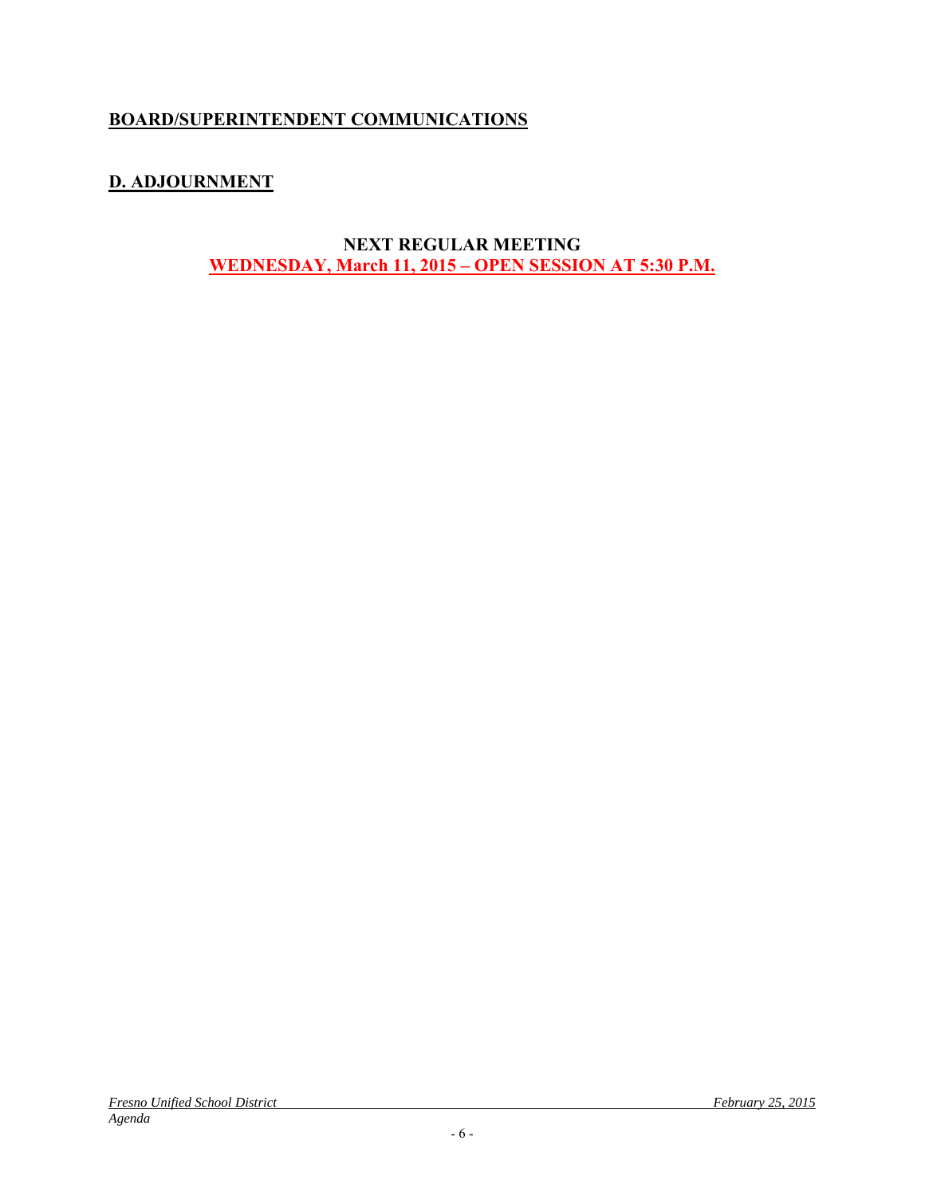## BOARD/SUPERINTENDENT COMMUNICATIONS

## D. ADJOURNMENT

**NEXT REGULAR MEETING**

**WEDNESDAY, March 11, 2015 – OPEN SESSION AT 5:30 P.M.**